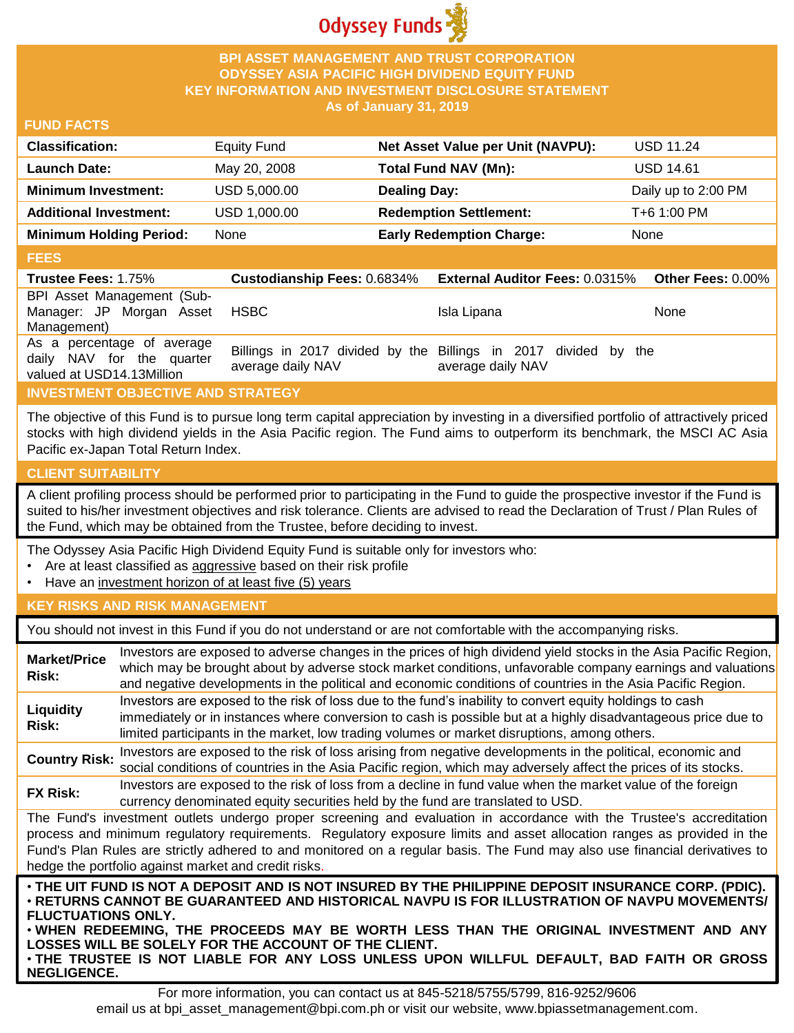Odyssey Funds

# BPI ASSET MANAGEMENT AND TRUST CORPORATION
# ODYSSEY ASIA PACIFIC HIGH DIVIDEND EQUITY FUND
## KEY INFORMATION AND INVESTMENT DISCLOSURE STATEMENT
### As of January 31, 2019

## FUND FACTS

| | | | |
|---|---|---|---|
| **Classification:** | Equity Fund | **Net Asset Value per Unit (NAVPU):** | USD 11.24 |
| **Launch Date:** | May 20, 2008 | **Total Fund NAV (Mn):** | USD 14.61 |
| **Minimum Investment:** | USD 5,000.00 | **Dealing Day:** | Daily up to 2:00 PM |
| **Additional Investment:** | USD 1,000.00 | **Redemption Settlement:** | T+6 1:00 PM |
| **Minimum Holding Period:** | None | **Early Redemption Charge:** | None |

## FEES

| **Trustee Fees:** 1.75% | **Custodianship Fees:** 0.6834% | **External Auditor Fees:** 0.0315% | **Other Fees:** 0.00% |
|---|---|---|---|
| BPI Asset Management (Sub-Manager: JP Morgan Asset Management) | HSBC | Isla Lipana | None |
| As a percentage of average daily NAV for the quarter valued at USD14.13Million | Billings in 2017 divided by the average daily NAV | Billings in 2017 divided by the average daily NAV | |

## INVESTMENT OBJECTIVE AND STRATEGY

The objective of this Fund is to pursue long term capital appreciation by investing in a diversified portfolio of attractively priced stocks with high dividend yields in the Asia Pacific region. The Fund aims to outperform its benchmark, the MSCI AC Asia Pacific ex-Japan Total Return Index.

## CLIENT SUITABILITY

A client profiling process should be performed prior to participating in the Fund to guide the prospective investor if the Fund is suited to his/her investment objectives and risk tolerance. Clients are advised to read the Declaration of Trust / Plan Rules of the Fund, which may be obtained from the Trustee, before deciding to invest.

The Odyssey Asia Pacific High Dividend Equity Fund is suitable only for investors who:

- Are at least classified as aggressive based on their risk profile
- Have an investment horizon of at least five (5) years

## KEY RISKS AND RISK MANAGEMENT

You should not invest in this Fund if you do not understand or are not comfortable with the accompanying risks.

| | |
|---|---|
| **Market/Price Risk:** | Investors are exposed to adverse changes in the prices of high dividend yield stocks in the Asia Pacific Region, which may be brought about by adverse stock market conditions, unfavorable company earnings and valuations and negative developments in the political and economic conditions of countries in the Asia Pacific Region. |
| **Liquidity Risk:** | Investors are exposed to the risk of loss due to the fund's inability to convert equity holdings to cash immediately or in instances where conversion to cash is possible but at a highly disadvantageous price due to limited participants in the market, low trading volumes or market disruptions, among others. |
| **Country Risk:** | Investors are exposed to the risk of loss arising from negative developments in the political, economic and social conditions of countries in the Asia Pacific region, which may adversely affect the prices of its stocks. |
| **FX Risk:** | Investors are exposed to the risk of loss from a decline in fund value when the market value of the foreign currency denominated equity securities held by the fund are translated to USD. |

The Fund's investment outlets undergo proper screening and evaluation in accordance with the Trustee's accreditation process and minimum regulatory requirements. Regulatory exposure limits and asset allocation ranges as provided in the Fund's Plan Rules are strictly adhered to and monitored on a regular basis. The Fund may also use financial derivatives to hedge the portfolio against market and credit risks.

**• THE UIT FUND IS NOT A DEPOSIT AND IS NOT INSURED BY THE PHILIPPINE DEPOSIT INSURANCE CORP. (PDIC).**
**• RETURNS CANNOT BE GUARANTEED AND HISTORICAL NAVPU IS FOR ILLUSTRATION OF NAVPU MOVEMENTS/ FLUCTUATIONS ONLY.**
**• WHEN REDEEMING, THE PROCEEDS MAY BE WORTH LESS THAN THE ORIGINAL INVESTMENT AND ANY LOSSES WILL BE SOLELY FOR THE ACCOUNT OF THE CLIENT.**
**• THE TRUSTEE IS NOT LIABLE FOR ANY LOSS UNLESS UPON WILLFUL DEFAULT, BAD FAITH OR GROSS NEGLIGENCE.**

For more information, you can contact us at 845-5218/5755/5799, 816-9252/9606
email us at bpi_asset_management@bpi.com.ph or visit our website, www.bpiassetmanagement.com.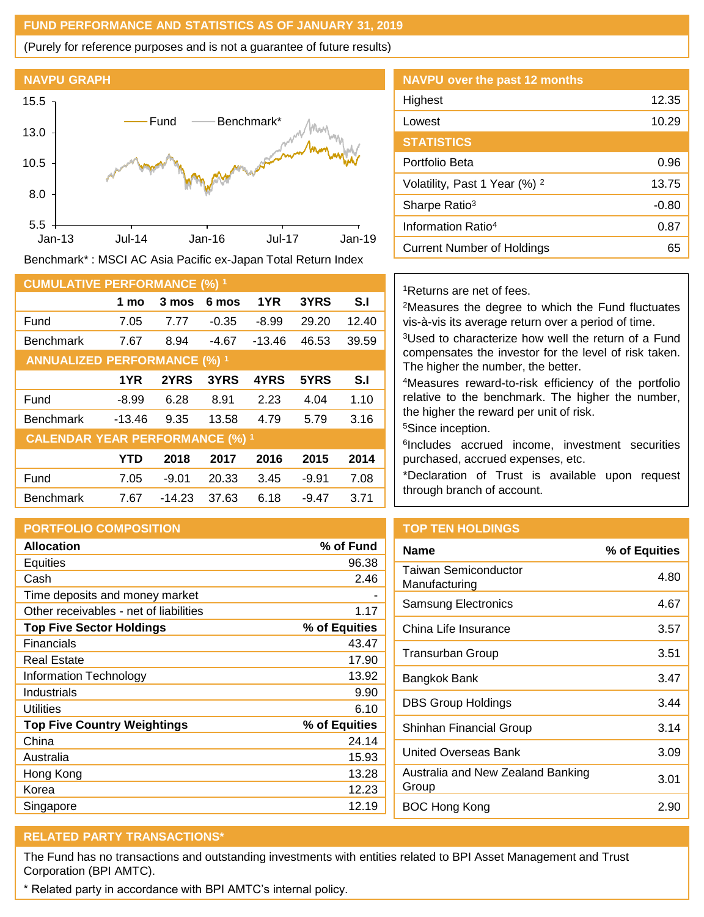## FUND PERFORMANCE AND STATISTICS AS OF JANUARY 31, 2019

(Purely for reference purposes and is not a guarantee of future results)

### NAVPU GRAPH

Benchmark* : MSCI AC Asia Pacific ex-Japan Total Return Index

### NAVPU over the past 12 months

| | |
|---|---|
| Highest | 12.35 |
| Lowest | 10.29 |

### STATISTICS

| | |
|---|---|
| Portfolio Beta | 0.96 |
| Volatility, Past 1 Year (%) [2] | 13.75 |
| Sharpe Ratio[3] | -0.80 |
| Information Ratio[4] | 0.87 |
| Current Number of Holdings | 65 |

### CUMULATIVE PERFORMANCE (%) [1]

| | 1 mo | 3 mos | 6 mos | 1YR | 3YRS | S.I |
|---|---|---|---|---|---|---|
| Fund | 7.05 | 7.77 | -0.35 | -8.99 | 29.20 | 12.40 |
| Benchmark | 7.67 | 8.94 | -4.67 | -13.46 | 46.53 | 39.59 |

### ANNUALIZED PERFORMANCE (%) [1]

| | 1YR | 2YRS | 3YRS | 4YRS | 5YRS | S.I |
|---|---|---|---|---|---|---|
| Fund | -8.99 | 6.28 | 8.91 | 2.23 | 4.04 | 1.10 |
| Benchmark | -13.46 | 9.35 | 13.58 | 4.79 | 5.79 | 3.16 |

### CALENDAR YEAR PERFORMANCE (%) [1]

| | YTD | 2018 | 2017 | 2016 | 2015 | 2014 |
|---|---|---|---|---|---|---|
| Fund | 7.05 | -9.01 | 20.33 | 3.45 | -9.91 | 7.08 |
| Benchmark | 7.67 | -14.23 | 37.63 | 6.18 | -9.47 | 3.71 |

[1]Returns are net of fees.

[2]Measures the degree to which the Fund fluctuates vis-à-vis its average return over a period of time.

[3]Used to characterize how well the return of a Fund compensates the investor for the level of risk taken. The higher the number, the better.

[4]Measures reward-to-risk efficiency of the portfolio relative to the benchmark. The higher the number, the higher the reward per unit of risk.

[5]Since inception.

[6]Includes accrued income, investment securities purchased, accrued expenses, etc.

*Declaration of Trust is available upon request through branch of account.

### PORTFOLIO COMPOSITION

| Allocation | % of Fund |
|---|---|
| Equities | 96.38 |
| Cash | 2.46 |
| Time deposits and money market | - |
| Other receivables - net of liabilities | 1.17 |
| **Top Five Sector Holdings** | **% of Equities** |
| Financials | 43.47 |
| Real Estate | 17.90 |
| Information Technology | 13.92 |
| Industrials | 9.90 |
| Utilities | 6.10 |
| **Top Five Country Weightings** | **% of Equities** |
| China | 24.14 |
| Australia | 15.93 |
| Hong Kong | 13.28 |
| Korea | 12.23 |
| Singapore | 12.19 |

### TOP TEN HOLDINGS

| Name | % of Equities |
|---|---|
| Taiwan Semiconductor Manufacturing | 4.80 |
| Samsung Electronics | 4.67 |
| China Life Insurance | 3.57 |
| Transurban Group | 3.51 |
| Bangkok Bank | 3.47 |
| DBS Group Holdings | 3.44 |
| Shinhan Financial Group | 3.14 |
| United Overseas Bank | 3.09 |
| Australia and New Zealand Banking Group | 3.01 |
| BOC Hong Kong | 2.90 |

### RELATED PARTY TRANSACTIONS*

The Fund has no transactions and outstanding investments with entities related to BPI Asset Management and Trust Corporation (BPI AMTC).

* Related party in accordance with BPI AMTC's internal policy.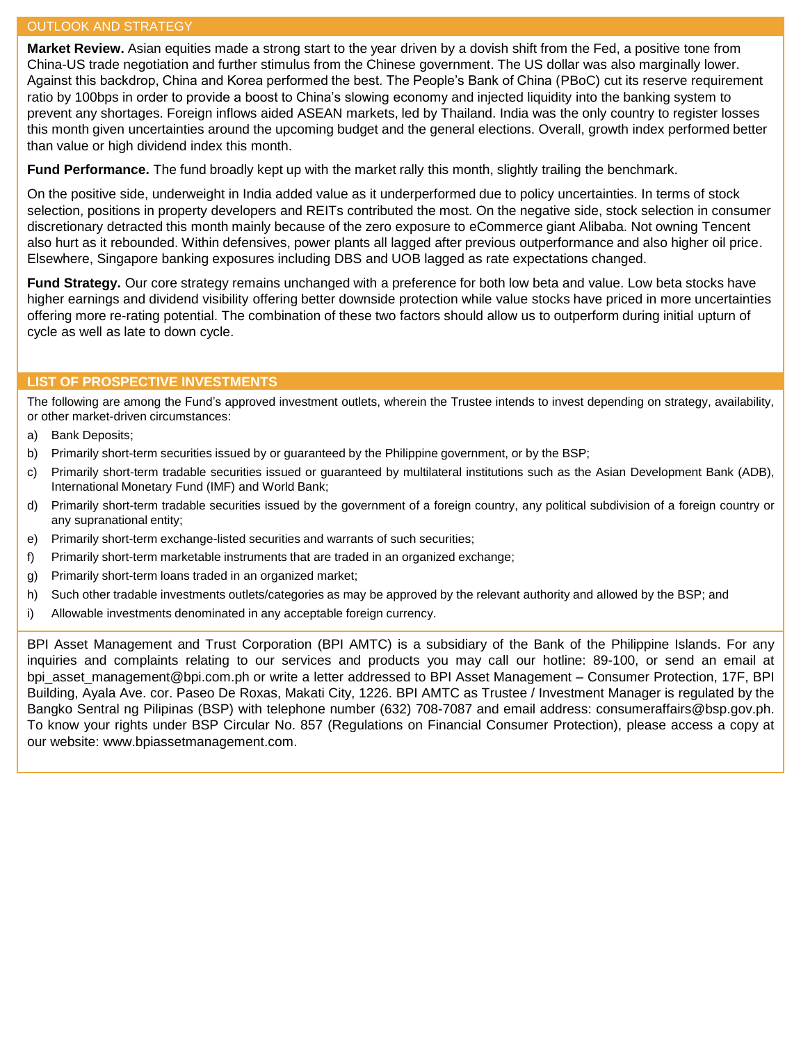## OUTLOOK AND STRATEGY

**Market Review.** Asian equities made a strong start to the year driven by a dovish shift from the Fed, a positive tone from China-US trade negotiation and further stimulus from the Chinese government. The US dollar was also marginally lower. Against this backdrop, China and Korea performed the best. The People's Bank of China (PBoC) cut its reserve requirement ratio by 100bps in order to provide a boost to China's slowing economy and injected liquidity into the banking system to prevent any shortages. Foreign inflows aided ASEAN markets, led by Thailand. India was the only country to register losses this month given uncertainties around the upcoming budget and the general elections. Overall, growth index performed better than value or high dividend index this month.

**Fund Performance.** The fund broadly kept up with the market rally this month, slightly trailing the benchmark.

On the positive side, underweight in India added value as it underperformed due to policy uncertainties. In terms of stock selection, positions in property developers and REITs contributed the most. On the negative side, stock selection in consumer discretionary detracted this month mainly because of the zero exposure to eCommerce giant Alibaba. Not owning Tencent also hurt as it rebounded. Within defensives, power plants all lagged after previous outperformance and also higher oil price. Elsewhere, Singapore banking exposures including DBS and UOB lagged as rate expectations changed.

**Fund Strategy.** Our core strategy remains unchanged with a preference for both low beta and value. Low beta stocks have higher earnings and dividend visibility offering better downside protection while value stocks have priced in more uncertainties offering more re-rating potential. The combination of these two factors should allow us to outperform during initial upturn of cycle as well as late to down cycle.

## LIST OF PROSPECTIVE INVESTMENTS

The following are among the Fund's approved investment outlets, wherein the Trustee intends to invest depending on strategy, availability, or other market-driven circumstances:

a) Bank Deposits;
b) Primarily short-term securities issued by or guaranteed by the Philippine government, or by the BSP;
c) Primarily short-term tradable securities issued or guaranteed by multilateral institutions such as the Asian Development Bank (ADB), International Monetary Fund (IMF) and World Bank;
d) Primarily short-term tradable securities issued by the government of a foreign country, any political subdivision of a foreign country or any supranational entity;
e) Primarily short-term exchange-listed securities and warrants of such securities;
f) Primarily short-term marketable instruments that are traded in an organized exchange;
g) Primarily short-term loans traded in an organized market;
h) Such other tradable investments outlets/categories as may be approved by the relevant authority and allowed by the BSP; and
i) Allowable investments denominated in any acceptable foreign currency.

BPI Asset Management and Trust Corporation (BPI AMTC) is a subsidiary of the Bank of the Philippine Islands. For any inquiries and complaints relating to our services and products you may call our hotline: 89-100, or send an email at bpi_asset_management@bpi.com.ph or write a letter addressed to BPI Asset Management – Consumer Protection, 17F, BPI Building, Ayala Ave. cor. Paseo De Roxas, Makati City, 1226. BPI AMTC as Trustee / Investment Manager is regulated by the Bangko Sentral ng Pilipinas (BSP) with telephone number (632) 708-7087 and email address: consumeraffairs@bsp.gov.ph. To know your rights under BSP Circular No. 857 (Regulations on Financial Consumer Protection), please access a copy at our website: www.bpiassetmanagement.com.